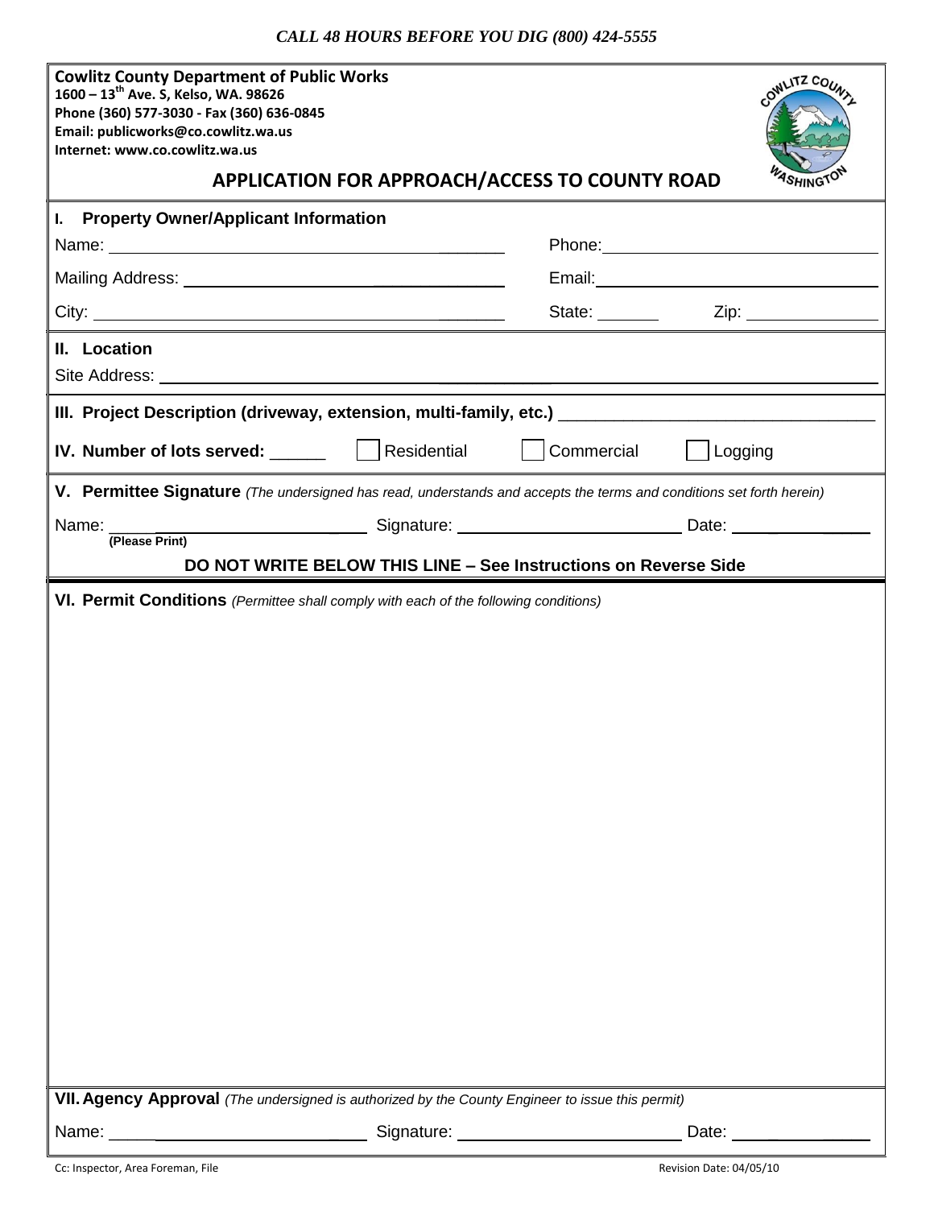*CALL 48 HOURS BEFORE YOU DIG (800) 424-5555*

**Cowlitz County Department of Public Works**
**1600 – 13th Ave. S, Kelso, WA. 98626**
**Phone (360) 577-3030 - Fax (360) 636-0845**
**Email: publicworks@co.cowlitz.wa.us**
**Internet: www.co.cowlitz.wa.us**

# APPLICATION FOR APPROACH/ACCESS TO COUNTY ROAD

## I. Property Owner/Applicant Information

Name: ______________________________ Phone: ______________________________

Mailing Address: ______________________________ Email: ______________________________

City: ______________________________ State: ________ Zip: ______________

## II. Location

Site Address: ____________________________________________________________

## III. Project Description (driveway, extension, multi-family, etc.) ______________________________

## IV. Number of lots served: ______ ☐ Residential ☐ Commercial ☐ Logging

## V. Permittee Signature *(The undersigned has read, understands and accepts the terms and conditions set forth herein)*

Name: ______________________ Signature: ______________________ Date: ______________
**(Please Print)**

**DO NOT WRITE BELOW THIS LINE – See Instructions on Reverse Side**

## VI. Permit Conditions *(Permittee shall comply with each of the following conditions)*

## VII. Agency Approval *(The undersigned is authorized by the County Engineer to issue this permit)*

Name: ______________________ Signature: ______________________ Date: ______________

Cc: Inspector, Area Foreman, File

Revision Date: 04/05/10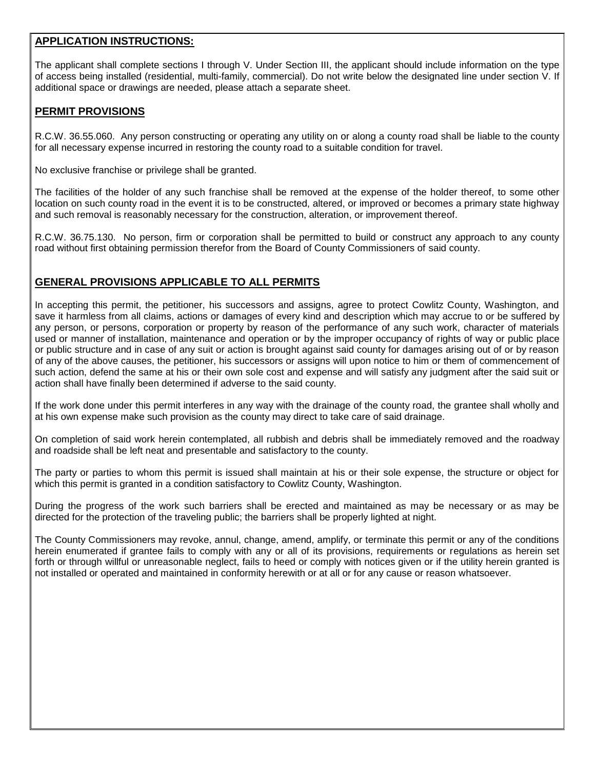## APPLICATION INSTRUCTIONS:

The applicant shall complete sections I through V. Under Section III, the applicant should include information on the type of access being installed (residential, multi-family, commercial). Do not write below the designated line under section V. If additional space or drawings are needed, please attach a separate sheet.

## PERMIT PROVISIONS

R.C.W. 36.55.060. Any person constructing or operating any utility on or along a county road shall be liable to the county for all necessary expense incurred in restoring the county road to a suitable condition for travel.

No exclusive franchise or privilege shall be granted.

The facilities of the holder of any such franchise shall be removed at the expense of the holder thereof, to some other location on such county road in the event it is to be constructed, altered, or improved or becomes a primary state highway and such removal is reasonably necessary for the construction, alteration, or improvement thereof.

R.C.W. 36.75.130. No person, firm or corporation shall be permitted to build or construct any approach to any county road without first obtaining permission therefor from the Board of County Commissioners of said county.

## GENERAL PROVISIONS APPLICABLE TO ALL PERMITS

In accepting this permit, the petitioner, his successors and assigns, agree to protect Cowlitz County, Washington, and save it harmless from all claims, actions or damages of every kind and description which may accrue to or be suffered by any person, or persons, corporation or property by reason of the performance of any such work, character of materials used or manner of installation, maintenance and operation or by the improper occupancy of rights of way or public place or public structure and in case of any suit or action is brought against said county for damages arising out of or by reason of any of the above causes, the petitioner, his successors or assigns will upon notice to him or them of commencement of such action, defend the same at his or their own sole cost and expense and will satisfy any judgment after the said suit or action shall have finally been determined if adverse to the said county.

If the work done under this permit interferes in any way with the drainage of the county road, the grantee shall wholly and at his own expense make such provision as the county may direct to take care of said drainage.

On completion of said work herein contemplated, all rubbish and debris shall be immediately removed and the roadway and roadside shall be left neat and presentable and satisfactory to the county.

The party or parties to whom this permit is issued shall maintain at his or their sole expense, the structure or object for which this permit is granted in a condition satisfactory to Cowlitz County, Washington.

During the progress of the work such barriers shall be erected and maintained as may be necessary or as may be directed for the protection of the traveling public; the barriers shall be properly lighted at night.

The County Commissioners may revoke, annul, change, amend, amplify, or terminate this permit or any of the conditions herein enumerated if grantee fails to comply with any or all of its provisions, requirements or regulations as herein set forth or through willful or unreasonable neglect, fails to heed or comply with notices given or if the utility herein granted is not installed or operated and maintained in conformity herewith or at all or for any cause or reason whatsoever.